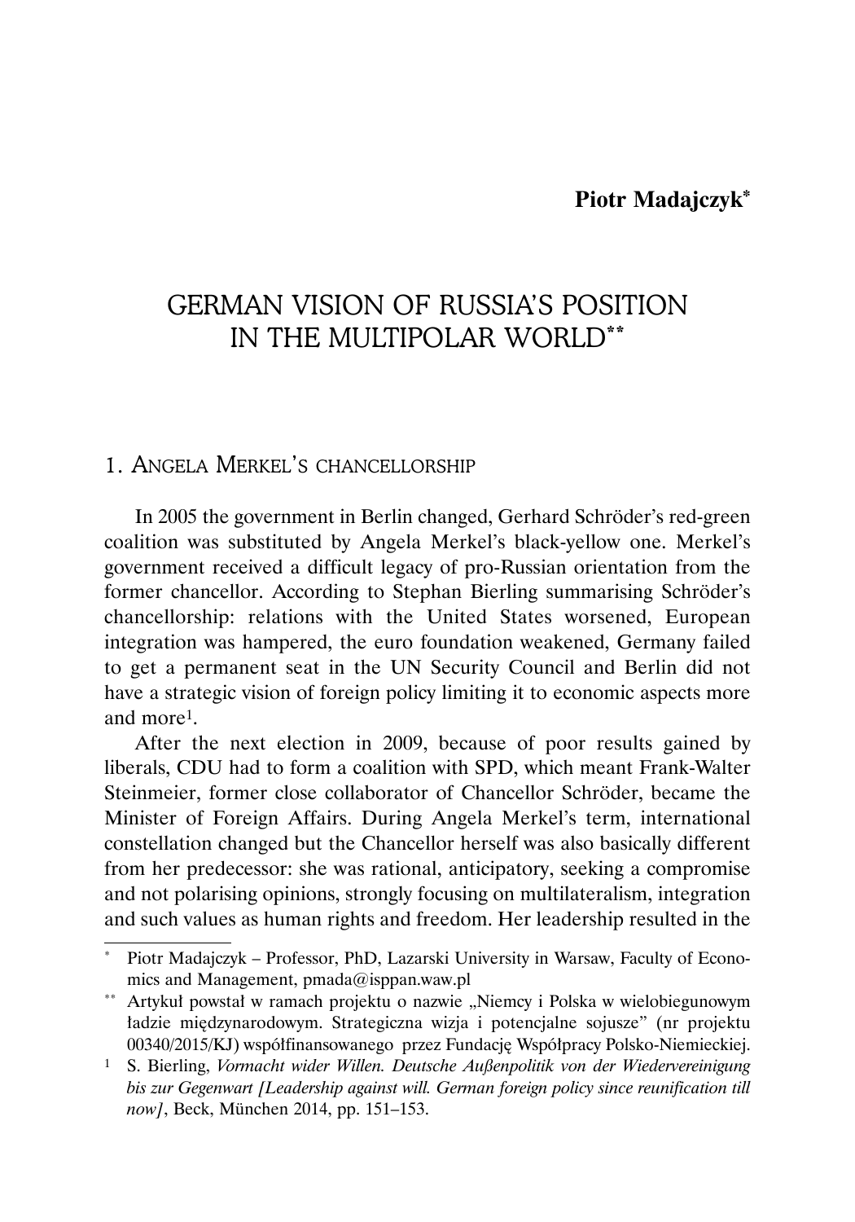**Piotr Madajczyk***

# GERMAN VISION OF RUSSIA'S POSITION IN THE MULTIPOLAR WORLD**

## 1. Angela Merkel's chancellorship

In 2005 the government in Berlin changed, Gerhard Schröder's red-green coalition was substituted by Angela Merkel's black-yellow one. Merkel's government received a difficult legacy of pro-Russian orientation from the former chancellor. According to Stephan Bierling summarising Schröder's chancellorship: relations with the United States worsened, European integration was hampered, the euro foundation weakened, Germany failed to get a permanent seat in the UN Security Council and Berlin did not have a strategic vision of foreign policy limiting it to economic aspects more and more[1].

After the next election in 2009, because of poor results gained by liberals, CDU had to form a coalition with SPD, which meant Frank-Walter Steinmeier, former close collaborator of Chancellor Schröder, became the Minister of Foreign Affairs. During Angela Merkel's term, international constellation changed but the Chancellor herself was also basically different from her predecessor: she was rational, anticipatory, seeking a compromise and not polarising opinions, strongly focusing on multilateralism, integration and such values as human rights and freedom. Her leadership resulted in the

---

\* Piotr Madajczyk – Professor, PhD, Lazarski University in Warsaw, Faculty of Economics and Management, pmada@isppan.waw.pl

\*\* Artykuł powstał w ramach projektu o nazwie „Niemcy i Polska w wielobiegunowym ładzie międzynarodowym. Strategiczna wizja i potencjalne sojusze" (nr projektu 00340/2015/KJ) współfinansowanego przez Fundację Współpracy Polsko-Niemieckiej.

[1] S. Bierling, *Vormacht wider Willen. Deutsche Außenpolitik von der Wiedervereinigung bis zur Gegenwart [Leadership against will. German foreign policy since reunification till now]*, Beck, München 2014, pp. 151–153.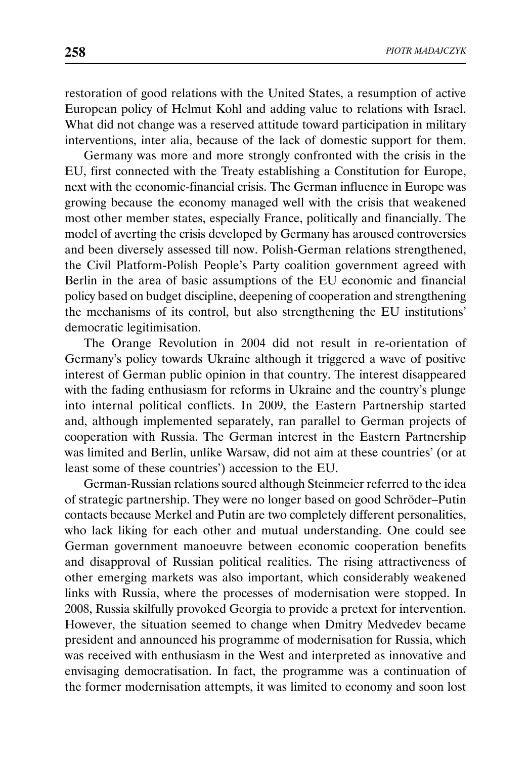restoration of good relations with the United States, a resumption of active European policy of Helmut Kohl and adding value to relations with Israel. What did not change was a reserved attitude toward participation in military interventions, inter alia, because of the lack of domestic support for them.

Germany was more and more strongly confronted with the crisis in the EU, first connected with the Treaty establishing a Constitution for Europe, next with the economic-financial crisis. The German influence in Europe was growing because the economy managed well with the crisis that weakened most other member states, especially France, politically and financially. The model of averting the crisis developed by Germany has aroused controversies and been diversely assessed till now. Polish-German relations strengthened, the Civil Platform-Polish People's Party coalition government agreed with Berlin in the area of basic assumptions of the EU economic and financial policy based on budget discipline, deepening of cooperation and strengthening the mechanisms of its control, but also strengthening the EU institutions' democratic legitimisation.

The Orange Revolution in 2004 did not result in re-orientation of Germany's policy towards Ukraine although it triggered a wave of positive interest of German public opinion in that country. The interest disappeared with the fading enthusiasm for reforms in Ukraine and the country's plunge into internal political conflicts. In 2009, the Eastern Partnership started and, although implemented separately, ran parallel to German projects of cooperation with Russia. The German interest in the Eastern Partnership was limited and Berlin, unlike Warsaw, did not aim at these countries' (or at least some of these countries') accession to the EU.

German-Russian relations soured although Steinmeier referred to the idea of strategic partnership. They were no longer based on good Schröder–Putin contacts because Merkel and Putin are two completely different personalities, who lack liking for each other and mutual understanding. One could see German government manoeuvre between economic cooperation benefits and disapproval of Russian political realities. The rising attractiveness of other emerging markets was also important, which considerably weakened links with Russia, where the processes of modernisation were stopped. In 2008, Russia skilfully provoked Georgia to provide a pretext for intervention. However, the situation seemed to change when Dmitry Medvedev became president and announced his programme of modernisation for Russia, which was received with enthusiasm in the West and interpreted as innovative and envisaging democratisation. In fact, the programme was a continuation of the former modernisation attempts, it was limited to economy and soon lost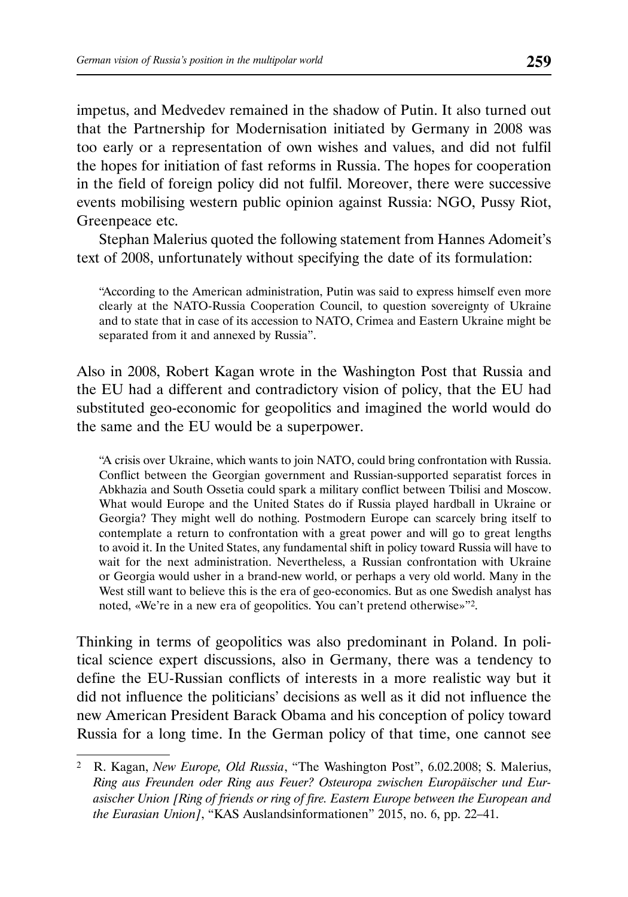impetus, and Medvedev remained in the shadow of Putin. It also turned out that the Partnership for Modernisation initiated by Germany in 2008 was too early or a representation of own wishes and values, and did not fulfil the hopes for initiation of fast reforms in Russia. The hopes for cooperation in the field of foreign policy did not fulfil. Moreover, there were successive events mobilising western public opinion against Russia: NGO, Pussy Riot, Greenpeace etc.

Stephan Malerius quoted the following statement from Hannes Adomeit's text of 2008, unfortunately without specifying the date of its formulation:

> "According to the American administration, Putin was said to express himself even more clearly at the NATO-Russia Cooperation Council, to question sovereignty of Ukraine and to state that in case of its accession to NATO, Crimea and Eastern Ukraine might be separated from it and annexed by Russia".

Also in 2008, Robert Kagan wrote in the Washington Post that Russia and the EU had a different and contradictory vision of policy, that the EU had substituted geo-economic for geopolitics and imagined the world would do the same and the EU would be a superpower.

> "A crisis over Ukraine, which wants to join NATO, could bring confrontation with Russia. Conflict between the Georgian government and Russian-supported separatist forces in Abkhazia and South Ossetia could spark a military conflict between Tbilisi and Moscow. What would Europe and the United States do if Russia played hardball in Ukraine or Georgia? They might well do nothing. Postmodern Europe can scarcely bring itself to contemplate a return to confrontation with a great power and will go to great lengths to avoid it. In the United States, any fundamental shift in policy toward Russia will have to wait for the next administration. Nevertheless, a Russian confrontation with Ukraine or Georgia would usher in a brand-new world, or perhaps a very old world. Many in the West still want to believe this is the era of geo-economics. But as one Swedish analyst has noted, «We're in a new era of geopolitics. You can't pretend otherwise»"[2].

Thinking in terms of geopolitics was also predominant in Poland. In political science expert discussions, also in Germany, there was a tendency to define the EU-Russian conflicts of interests in a more realistic way but it did not influence the politicians' decisions as well as it did not influence the new American President Barack Obama and his conception of policy toward Russia for a long time. In the German policy of that time, one cannot see

---

[2] R. Kagan, *New Europe, Old Russia*, "The Washington Post", 6.02.2008; S. Malerius, *Ring aus Freunden oder Ring aus Feuer? Osteuropa zwischen Europäischer und Eurasischer Union [Ring of friends or ring of fire. Eastern Europe between the European and the Eurasian Union]*, "KAS Auslandsinformationen" 2015, no. 6, pp. 22–41.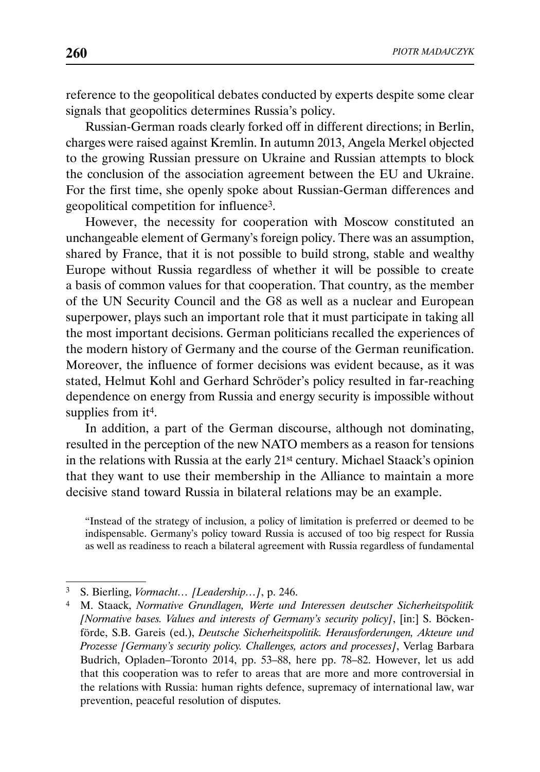reference to the geopolitical debates conducted by experts despite some clear signals that geopolitics determines Russia's policy.

Russian-German roads clearly forked off in different directions; in Berlin, charges were raised against Kremlin. In autumn 2013, Angela Merkel objected to the growing Russian pressure on Ukraine and Russian attempts to block the conclusion of the association agreement between the EU and Ukraine. For the first time, she openly spoke about Russian-German differences and geopolitical competition for influence[3].

However, the necessity for cooperation with Moscow constituted an unchangeable element of Germany's foreign policy. There was an assumption, shared by France, that it is not possible to build strong, stable and wealthy Europe without Russia regardless of whether it will be possible to create a basis of common values for that cooperation. That country, as the member of the UN Security Council and the G8 as well as a nuclear and European superpower, plays such an important role that it must participate in taking all the most important decisions. German politicians recalled the experiences of the modern history of Germany and the course of the German reunification. Moreover, the influence of former decisions was evident because, as it was stated, Helmut Kohl and Gerhard Schröder's policy resulted in far-reaching dependence on energy from Russia and energy security is impossible without supplies from it[4].

In addition, a part of the German discourse, although not dominating, resulted in the perception of the new NATO members as a reason for tensions in the relations with Russia at the early 21st century. Michael Staack's opinion that they want to use their membership in the Alliance to maintain a more decisive stand toward Russia in bilateral relations may be an example.

> "Instead of the strategy of inclusion, a policy of limitation is preferred or deemed to be indispensable. Germany's policy toward Russia is accused of too big respect for Russia as well as readiness to reach a bilateral agreement with Russia regardless of fundamental

---

[3] S. Bierling, *Vormacht… [Leadership…]*, p. 246.

[4] M. Staack, *Normative Grundlagen, Werte und Interessen deutscher Sicherheitspolitik [Normative bases. Values and interests of Germany's security policy]*, [in:] S. Böckenförde, S.B. Gareis (ed.), *Deutsche Sicherheitspolitik. Herausforderungen, Akteure und Prozesse [Germany's security policy. Challenges, actors and processes]*, Verlag Barbara Budrich, Opladen–Toronto 2014, pp. 53–88, here pp. 78–82. However, let us add that this cooperation was to refer to areas that are more and more controversial in the relations with Russia: human rights defence, supremacy of international law, war prevention, peaceful resolution of disputes.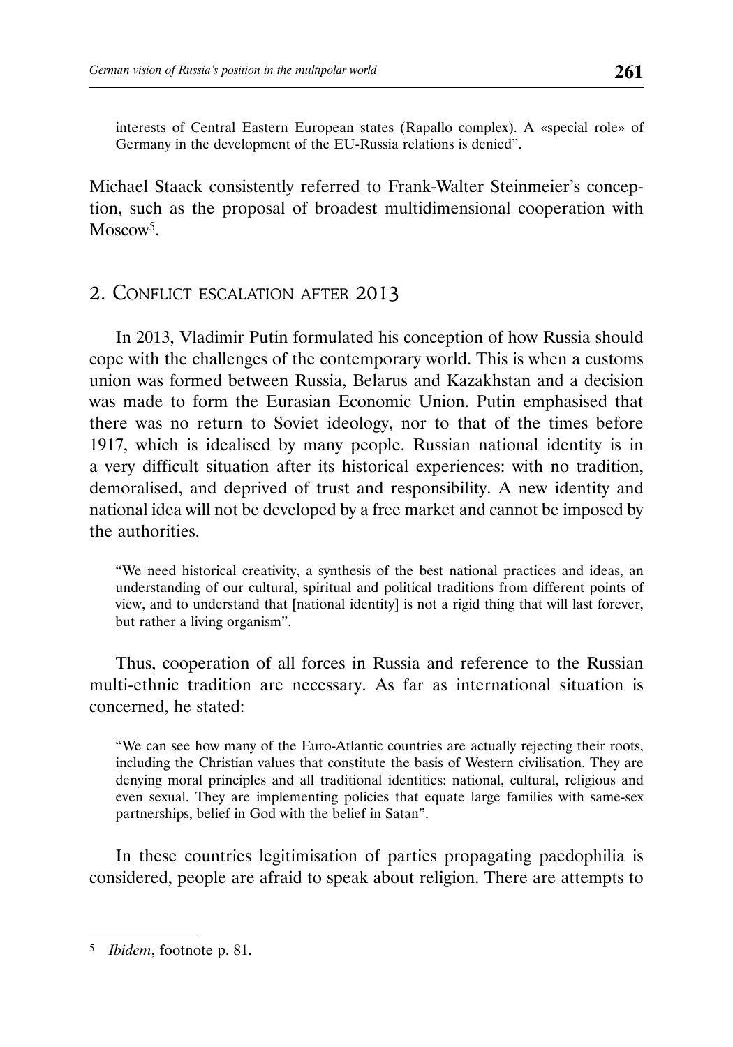interests of Central Eastern European states (Rapallo complex). A «special role» of Germany in the development of the EU-Russia relations is denied".

Michael Staack consistently referred to Frank-Walter Steinmeier's conception, such as the proposal of broadest multidimensional cooperation with Moscow[5].

## 2. Conflict escalation after 2013

In 2013, Vladimir Putin formulated his conception of how Russia should cope with the challenges of the contemporary world. This is when a customs union was formed between Russia, Belarus and Kazakhstan and a decision was made to form the Eurasian Economic Union. Putin emphasised that there was no return to Soviet ideology, nor to that of the times before 1917, which is idealised by many people. Russian national identity is in a very difficult situation after its historical experiences: with no tradition, demoralised, and deprived of trust and responsibility. A new identity and national idea will not be developed by a free market and cannot be imposed by the authorities.

> "We need historical creativity, a synthesis of the best national practices and ideas, an understanding of our cultural, spiritual and political traditions from different points of view, and to understand that [national identity] is not a rigid thing that will last forever, but rather a living organism".

Thus, cooperation of all forces in Russia and reference to the Russian multi-ethnic tradition are necessary. As far as international situation is concerned, he stated:

> "We can see how many of the Euro-Atlantic countries are actually rejecting their roots, including the Christian values that constitute the basis of Western civilisation. They are denying moral principles and all traditional identities: national, cultural, religious and even sexual. They are implementing policies that equate large families with same-sex partnerships, belief in God with the belief in Satan".

In these countries legitimisation of parties propagating paedophilia is considered, people are afraid to speak about religion. There are attempts to

---

[5] *Ibidem*, footnote p. 81.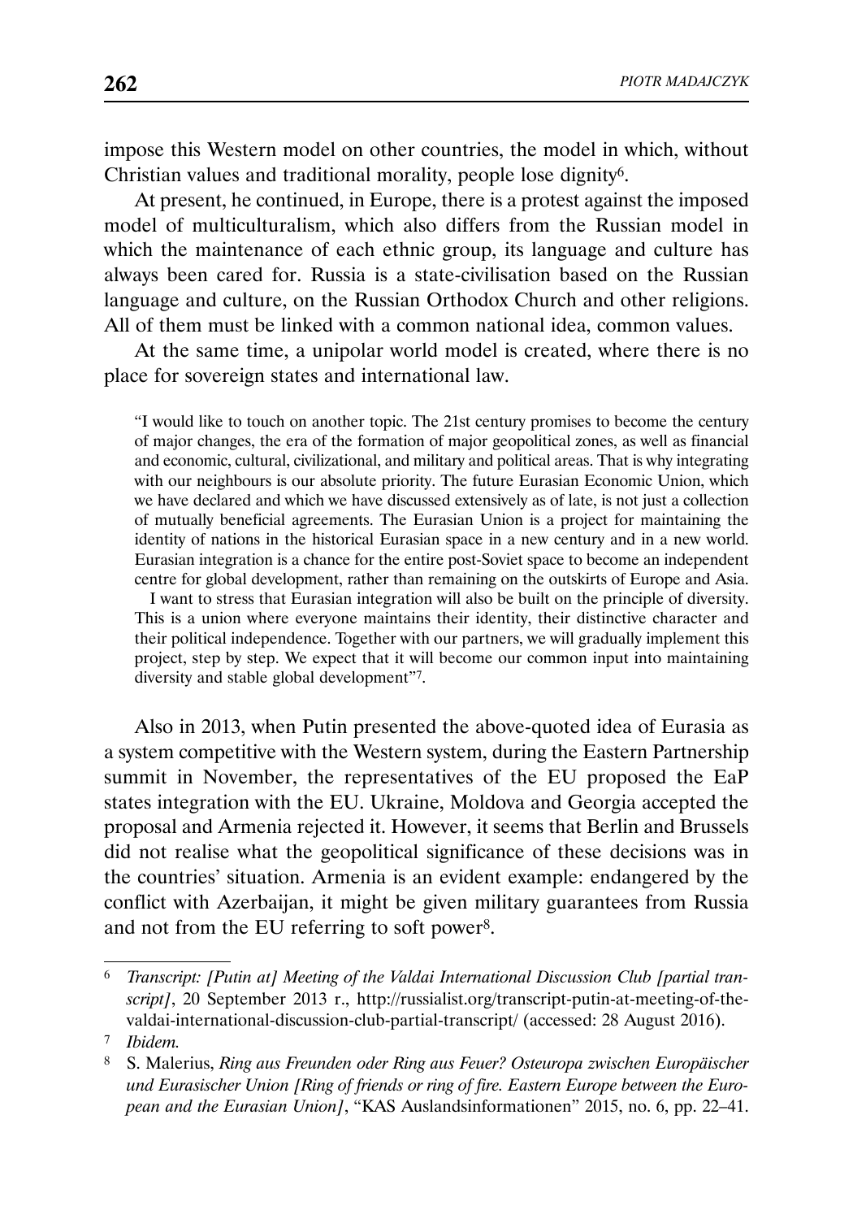impose this Western model on other countries, the model in which, without Christian values and traditional morality, people lose dignity[6].

At present, he continued, in Europe, there is a protest against the imposed model of multiculturalism, which also differs from the Russian model in which the maintenance of each ethnic group, its language and culture has always been cared for. Russia is a state-civilisation based on the Russian language and culture, on the Russian Orthodox Church and other religions. All of them must be linked with a common national idea, common values.

At the same time, a unipolar world model is created, where there is no place for sovereign states and international law.

> "I would like to touch on another topic. The 21st century promises to become the century of major changes, the era of the formation of major geopolitical zones, as well as financial and economic, cultural, civilizational, and military and political areas. That is why integrating with our neighbours is our absolute priority. The future Eurasian Economic Union, which we have declared and which we have discussed extensively as of late, is not just a collection of mutually beneficial agreements. The Eurasian Union is a project for maintaining the identity of nations in the historical Eurasian space in a new century and in a new world. Eurasian integration is a chance for the entire post-Soviet space to become an independent centre for global development, rather than remaining on the outskirts of Europe and Asia.
>
> I want to stress that Eurasian integration will also be built on the principle of diversity. This is a union where everyone maintains their identity, their distinctive character and their political independence. Together with our partners, we will gradually implement this project, step by step. We expect that it will become our common input into maintaining diversity and stable global development"[7].

Also in 2013, when Putin presented the above-quoted idea of Eurasia as a system competitive with the Western system, during the Eastern Partnership summit in November, the representatives of the EU proposed the EaP states integration with the EU. Ukraine, Moldova and Georgia accepted the proposal and Armenia rejected it. However, it seems that Berlin and Brussels did not realise what the geopolitical significance of these decisions was in the countries' situation. Armenia is an evident example: endangered by the conflict with Azerbaijan, it might be given military guarantees from Russia and not from the EU referring to soft power[8].

---

[6] *Transcript: [Putin at] Meeting of the Valdai International Discussion Club [partial transcript]*, 20 September 2013 r., http://russialist.org/transcript-putin-at-meeting-of-the-valdai-international-discussion-club-partial-transcript/ (accessed: 28 August 2016).

[7] *Ibidem.*

[8] S. Malerius, *Ring aus Freunden oder Ring aus Feuer? Osteuropa zwischen Europäischer und Eurasischer Union [Ring of friends or ring of fire. Eastern Europe between the European and the Eurasian Union]*, "KAS Auslandsinformationen" 2015, no. 6, pp. 22–41.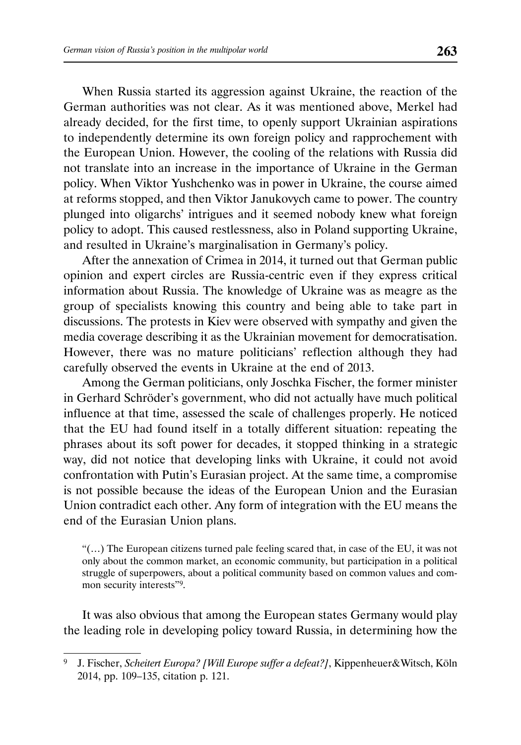When Russia started its aggression against Ukraine, the reaction of the German authorities was not clear. As it was mentioned above, Merkel had already decided, for the first time, to openly support Ukrainian aspirations to independently determine its own foreign policy and rapprochement with the European Union. However, the cooling of the relations with Russia did not translate into an increase in the importance of Ukraine in the German policy. When Viktor Yushchenko was in power in Ukraine, the course aimed at reforms stopped, and then Viktor Janukovych came to power. The country plunged into oligarchs' intrigues and it seemed nobody knew what foreign policy to adopt. This caused restlessness, also in Poland supporting Ukraine, and resulted in Ukraine's marginalisation in Germany's policy.

After the annexation of Crimea in 2014, it turned out that German public opinion and expert circles are Russia-centric even if they express critical information about Russia. The knowledge of Ukraine was as meagre as the group of specialists knowing this country and being able to take part in discussions. The protests in Kiev were observed with sympathy and given the media coverage describing it as the Ukrainian movement for democratisation. However, there was no mature politicians' reflection although they had carefully observed the events in Ukraine at the end of 2013.

Among the German politicians, only Joschka Fischer, the former minister in Gerhard Schröder's government, who did not actually have much political influence at that time, assessed the scale of challenges properly. He noticed that the EU had found itself in a totally different situation: repeating the phrases about its soft power for decades, it stopped thinking in a strategic way, did not notice that developing links with Ukraine, it could not avoid confrontation with Putin's Eurasian project. At the same time, a compromise is not possible because the ideas of the European Union and the Eurasian Union contradict each other. Any form of integration with the EU means the end of the Eurasian Union plans.

> "(…) The European citizens turned pale feeling scared that, in case of the EU, it was not only about the common market, an economic community, but participation in a political struggle of superpowers, about a political community based on common values and common security interests"[9].

It was also obvious that among the European states Germany would play the leading role in developing policy toward Russia, in determining how the

---

[9] J. Fischer, *Scheitert Europa? [Will Europe suffer a defeat?]*, Kippenheuer&Witsch, Köln 2014, pp. 109–135, citation p. 121.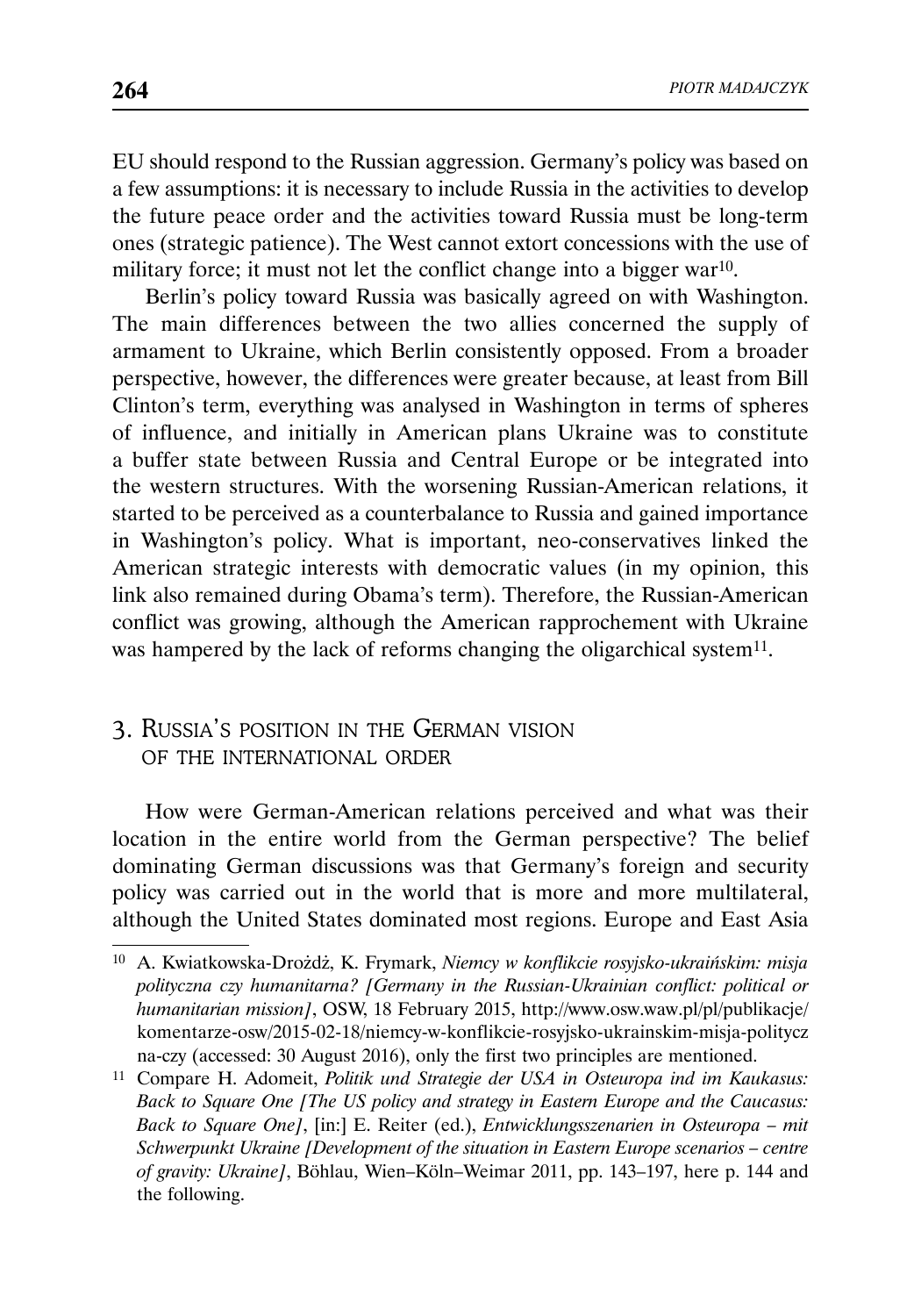EU should respond to the Russian aggression. Germany's policy was based on a few assumptions: it is necessary to include Russia in the activities to develop the future peace order and the activities toward Russia must be long-term ones (strategic patience). The West cannot extort concessions with the use of military force; it must not let the conflict change into a bigger war[10].

Berlin's policy toward Russia was basically agreed on with Washington. The main differences between the two allies concerned the supply of armament to Ukraine, which Berlin consistently opposed. From a broader perspective, however, the differences were greater because, at least from Bill Clinton's term, everything was analysed in Washington in terms of spheres of influence, and initially in American plans Ukraine was to constitute a buffer state between Russia and Central Europe or be integrated into the western structures. With the worsening Russian-American relations, it started to be perceived as a counterbalance to Russia and gained importance in Washington's policy. What is important, neo-conservatives linked the American strategic interests with democratic values (in my opinion, this link also remained during Obama's term). Therefore, the Russian-American conflict was growing, although the American rapprochement with Ukraine was hampered by the lack of reforms changing the oligarchical system[11].

## 3. Russia's position in the German vision of the international order

How were German-American relations perceived and what was their location in the entire world from the German perspective? The belief dominating German discussions was that Germany's foreign and security policy was carried out in the world that is more and more multilateral, although the United States dominated most regions. Europe and East Asia

---

[10] A. Kwiatkowska-Drożdż, K. Frymark, *Niemcy w konflikcie rosyjsko-ukraińskim: misja polityczna czy humanitarna? [Germany in the Russian-Ukrainian conflict: political or humanitarian mission]*, OSW, 18 February 2015, http://www.osw.waw.pl/pl/publikacje/komentarze-osw/2015-02-18/niemcy-w-konflikcie-rosyjsko-ukrainskim-misja-polityczna-czy (accessed: 30 August 2016), only the first two principles are mentioned.

[11] Compare H. Adomeit, *Politik und Strategie der USA in Osteuropa und im Kaukasus: Back to Square One [The US policy and strategy in Eastern Europe and the Caucasus: Back to Square One]*, [in:] E. Reiter (ed.), *Entwicklungsszenarien in Osteuropa – mit Schwerpunkt Ukraine [Development of the situation in Eastern Europe scenarios – centre of gravity: Ukraine]*, Böhlau, Wien–Köln–Weimar 2011, pp. 143–197, here p. 144 and the following.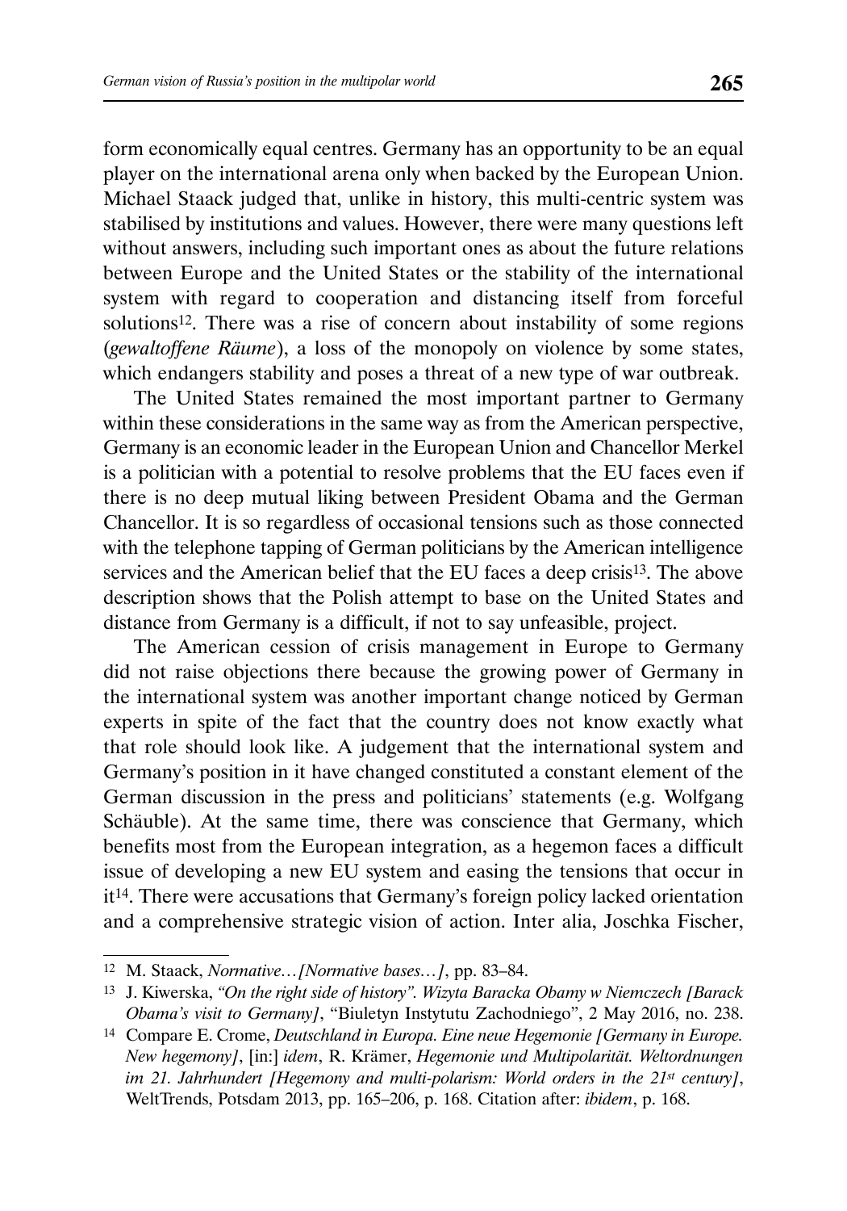form economically equal centres. Germany has an opportunity to be an equal player on the international arena only when backed by the European Union. Michael Staack judged that, unlike in history, this multi-centric system was stabilised by institutions and values. However, there were many questions left without answers, including such important ones as about the future relations between Europe and the United States or the stability of the international system with regard to cooperation and distancing itself from forceful solutions[12]. There was a rise of concern about instability of some regions (*gewaltoffene Räume*), a loss of the monopoly on violence by some states, which endangers stability and poses a threat of a new type of war outbreak.

The United States remained the most important partner to Germany within these considerations in the same way as from the American perspective, Germany is an economic leader in the European Union and Chancellor Merkel is a politician with a potential to resolve problems that the EU faces even if there is no deep mutual liking between President Obama and the German Chancellor. It is so regardless of occasional tensions such as those connected with the telephone tapping of German politicians by the American intelligence services and the American belief that the EU faces a deep crisis[13]. The above description shows that the Polish attempt to base on the United States and distance from Germany is a difficult, if not to say unfeasible, project.

The American cession of crisis management in Europe to Germany did not raise objections there because the growing power of Germany in the international system was another important change noticed by German experts in spite of the fact that the country does not know exactly what that role should look like. A judgement that the international system and Germany's position in it have changed constituted a constant element of the German discussion in the press and politicians' statements (e.g. Wolfgang Schäuble). At the same time, there was conscience that Germany, which benefits most from the European integration, as a hegemon faces a difficult issue of developing a new EU system and easing the tensions that occur in it[14]. There were accusations that Germany's foreign policy lacked orientation and a comprehensive strategic vision of action. Inter alia, Joschka Fischer,

---

[12] M. Staack, *Normative…[Normative bases…]*, pp. 83–84.

[13] J. Kiwerska, *"On the right side of history". Wizyta Baracka Obamy w Niemczech [Barack Obama's visit to Germany]*, "Biuletyn Instytutu Zachodniego", 2 May 2016, no. 238.

[14] Compare E. Crome, *Deutschland in Europa. Eine neue Hegemonie [Germany in Europe. New hegemony]*, [in:] *idem*, R. Krämer, *Hegemonie und Multipolarität. Weltordnungen im 21. Jahrhundert [Hegemony and multi-polarism: World orders in the 21st century]*, WeltTrends, Potsdam 2013, pp. 165–206, p. 168. Citation after: *ibidem*, p. 168.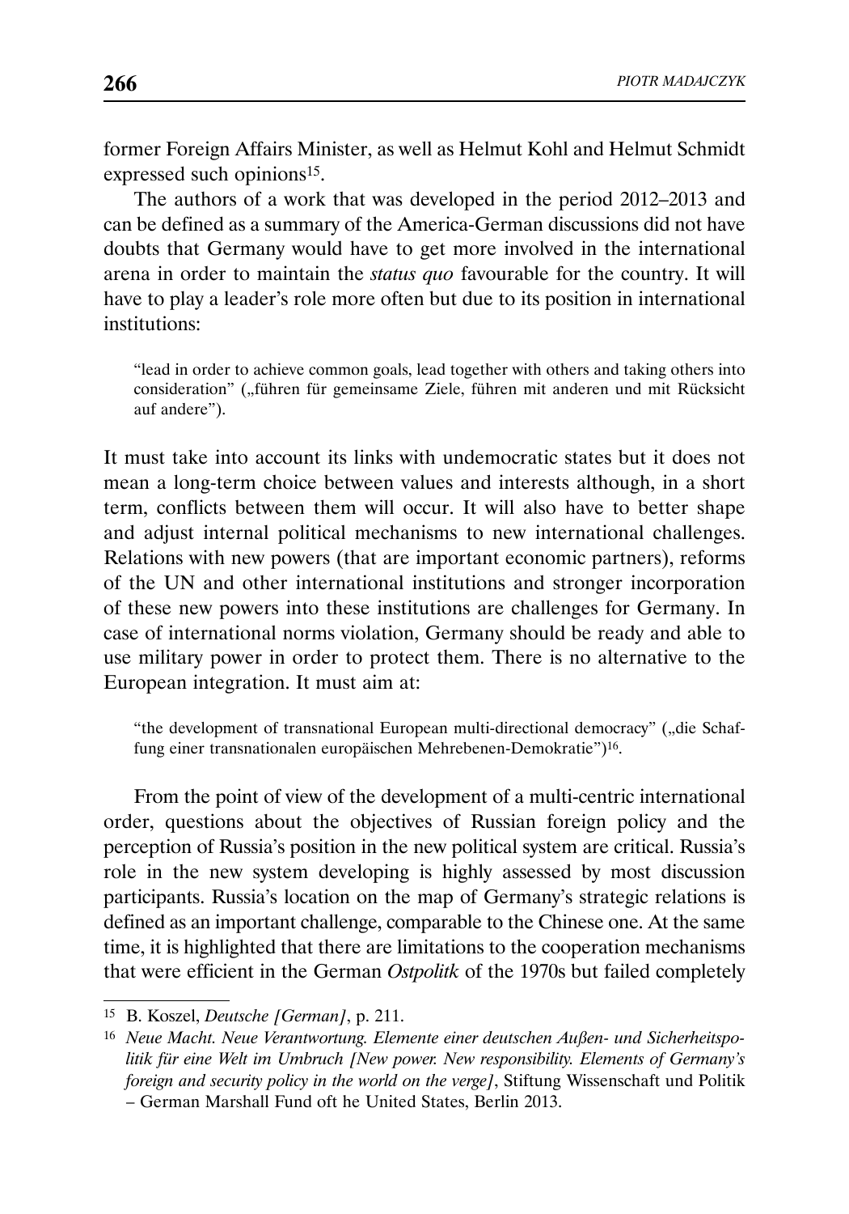former Foreign Affairs Minister, as well as Helmut Kohl and Helmut Schmidt expressed such opinions[15].

The authors of a work that was developed in the period 2012–2013 and can be defined as a summary of the America-German discussions did not have doubts that Germany would have to get more involved in the international arena in order to maintain the *status quo* favourable for the country. It will have to play a leader's role more often but due to its position in international institutions:

> "lead in order to achieve common goals, lead together with others and taking others into consideration" („führen für gemeinsame Ziele, führen mit anderen und mit Rücksicht auf andere").

It must take into account its links with undemocratic states but it does not mean a long-term choice between values and interests although, in a short term, conflicts between them will occur. It will also have to better shape and adjust internal political mechanisms to new international challenges. Relations with new powers (that are important economic partners), reforms of the UN and other international institutions and stronger incorporation of these new powers into these institutions are challenges for Germany. In case of international norms violation, Germany should be ready and able to use military power in order to protect them. There is no alternative to the European integration. It must aim at:

> "the development of transnational European multi-directional democracy" („die Schaffung einer transnationalen europäischen Mehrebenen-Demokratie")[16].

From the point of view of the development of a multi-centric international order, questions about the objectives of Russian foreign policy and the perception of Russia's position in the new political system are critical. Russia's role in the new system developing is highly assessed by most discussion participants. Russia's location on the map of Germany's strategic relations is defined as an important challenge, comparable to the Chinese one. At the same time, it is highlighted that there are limitations to the cooperation mechanisms that were efficient in the German *Ostpolitk* of the 1970s but failed completely

---

[15] B. Koszel, *Deutsche [German]*, p. 211.

[16] *Neue Macht. Neue Verantwortung. Elemente einer deutschen Außen- und Sicherheitspolitik für eine Welt im Umbruch [New power. New responsibility. Elements of Germany's foreign and security policy in the world on the verge]*, Stiftung Wissenschaft und Politik – German Marshall Fund oft he United States, Berlin 2013.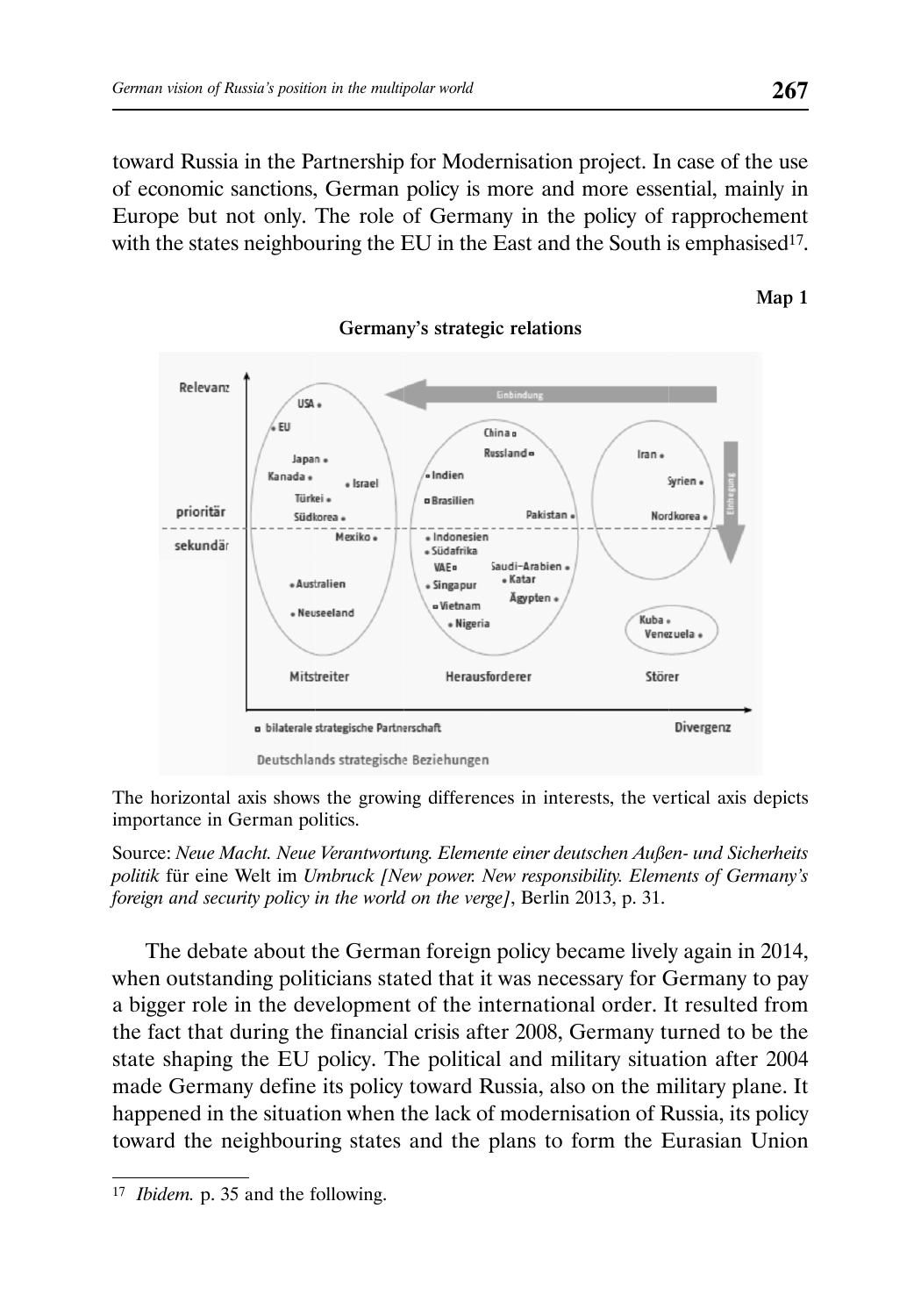toward Russia in the Partnership for Modernisation project. In case of the use of economic sanctions, German policy is more and more essential, mainly in Europe but not only. The role of Germany in the policy of rapprochement with the states neighbouring the EU in the East and the South is emphasised[17].

**Map 1**

**Germany's strategic relations**

The horizontal axis shows the growing differences in interests, the vertical axis depicts importance in German politics.

Source: *Neue Macht. Neue Verantwortung. Elemente einer deutschen Außen- und Sicherheits politik* für eine Welt im *Umbruck [New power. New responsibility. Elements of Germany's foreign and security policy in the world on the verge]*, Berlin 2013, p. 31.

The debate about the German foreign policy became lively again in 2014, when outstanding politicians stated that it was necessary for Germany to pay a bigger role in the development of the international order. It resulted from the fact that during the financial crisis after 2008, Germany turned to be the state shaping the EU policy. The political and military situation after 2004 made Germany define its policy toward Russia, also on the military plane. It happened in the situation when the lack of modernisation of Russia, its policy toward the neighbouring states and the plans to form the Eurasian Union

---

[17] *Ibidem.* p. 35 and the following.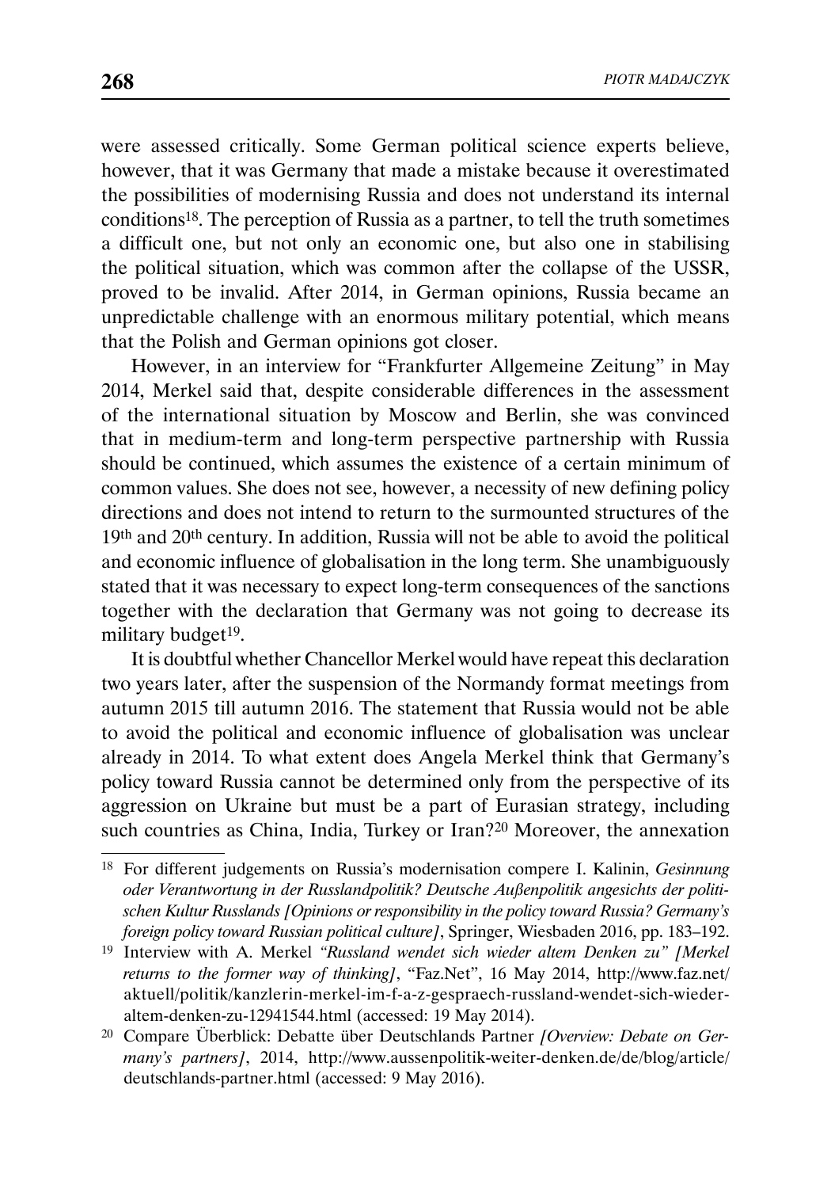were assessed critically. Some German political science experts believe, however, that it was Germany that made a mistake because it overestimated the possibilities of modernising Russia and does not understand its internal conditions[18]. The perception of Russia as a partner, to tell the truth sometimes a difficult one, but not only an economic one, but also one in stabilising the political situation, which was common after the collapse of the USSR, proved to be invalid. After 2014, in German opinions, Russia became an unpredictable challenge with an enormous military potential, which means that the Polish and German opinions got closer.

However, in an interview for "Frankfurter Allgemeine Zeitung" in May 2014, Merkel said that, despite considerable differences in the assessment of the international situation by Moscow and Berlin, she was convinced that in medium-term and long-term perspective partnership with Russia should be continued, which assumes the existence of a certain minimum of common values. She does not see, however, a necessity of new defining policy directions and does not intend to return to the surmounted structures of the 19th and 20th century. In addition, Russia will not be able to avoid the political and economic influence of globalisation in the long term. She unambiguously stated that it was necessary to expect long-term consequences of the sanctions together with the declaration that Germany was not going to decrease its military budget[19].

It is doubtful whether Chancellor Merkel would have repeat this declaration two years later, after the suspension of the Normandy format meetings from autumn 2015 till autumn 2016. The statement that Russia would not be able to avoid the political and economic influence of globalisation was unclear already in 2014. To what extent does Angela Merkel think that Germany's policy toward Russia cannot be determined only from the perspective of its aggression on Ukraine but must be a part of Eurasian strategy, including such countries as China, India, Turkey or Iran?[20] Moreover, the annexation

---

[18] For different judgements on Russia's modernisation compere I. Kalinin, *Gesinnung oder Verantwortung in der Russlandpolitik? Deutsche Außenpolitik angesichts der politischen Kultur Russlands [Opinions or responsibility in the policy toward Russia? Germany's foreign policy toward Russian political culture]*, Springer, Wiesbaden 2016, pp. 183–192.

[19] Interview with A. Merkel *"Russland wendet sich wieder altem Denken zu" [Merkel returns to the former way of thinking]*, "Faz.Net", 16 May 2014, http://www.faz.net/aktuell/politik/kanzlerin-merkel-im-f-a-z-gespraech-russland-wendet-sich-wieder-altem-denken-zu-12941544.html (accessed: 19 May 2014).

[20] Compare Überblick: Debatte über Deutschlands Partner *[Overview: Debate on Germany's partners]*, 2014, http://www.aussenpolitik-weiter-denken.de/de/blog/article/deutschlands-partner.html (accessed: 9 May 2016).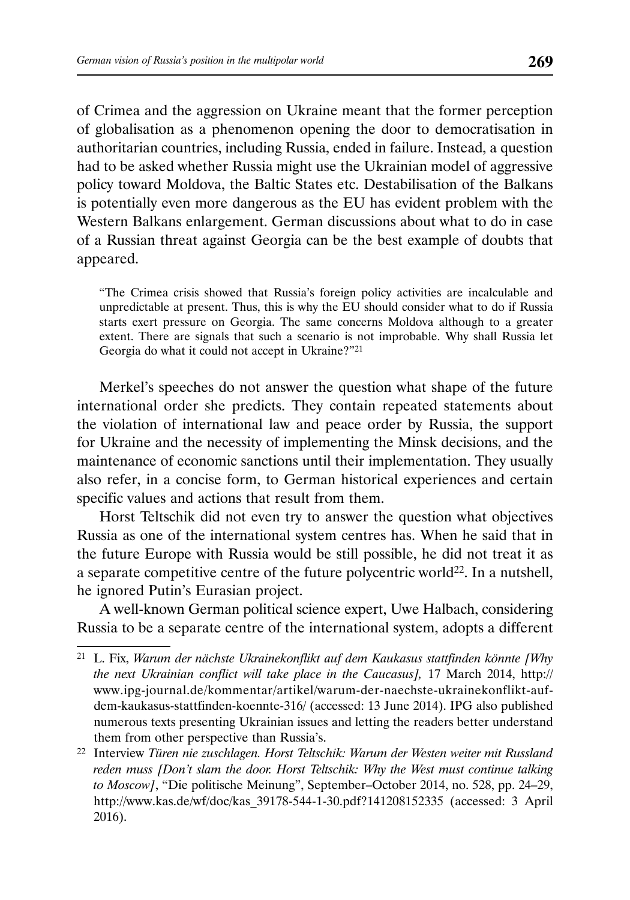of Crimea and the aggression on Ukraine meant that the former perception of globalisation as a phenomenon opening the door to democratisation in authoritarian countries, including Russia, ended in failure. Instead, a question had to be asked whether Russia might use the Ukrainian model of aggressive policy toward Moldova, the Baltic States etc. Destabilisation of the Balkans is potentially even more dangerous as the EU has evident problem with the Western Balkans enlargement. German discussions about what to do in case of a Russian threat against Georgia can be the best example of doubts that appeared.

> "The Crimea crisis showed that Russia's foreign policy activities are incalculable and unpredictable at present. Thus, this is why the EU should consider what to do if Russia starts exert pressure on Georgia. The same concerns Moldova although to a greater extent. There are signals that such a scenario is not improbable. Why shall Russia let Georgia do what it could not accept in Ukraine?"[21]

Merkel's speeches do not answer the question what shape of the future international order she predicts. They contain repeated statements about the violation of international law and peace order by Russia, the support for Ukraine and the necessity of implementing the Minsk decisions, and the maintenance of economic sanctions until their implementation. They usually also refer, in a concise form, to German historical experiences and certain specific values and actions that result from them.

Horst Teltschik did not even try to answer the question what objectives Russia as one of the international system centres has. When he said that in the future Europe with Russia would be still possible, he did not treat it as a separate competitive centre of the future polycentric world[22]. In a nutshell, he ignored Putin's Eurasian project.

A well-known German political science expert, Uwe Halbach, considering Russia to be a separate centre of the international system, adopts a different

---

[21] L. Fix, *Warum der nächste Ukrainekonflikt auf dem Kaukasus stattfinden könnte [Why the next Ukrainian conflict will take place in the Caucasus],* 17 March 2014, http://www.ipg-journal.de/kommentar/artikel/warum-der-naechste-ukrainekonflikt-auf-dem-kaukasus-stattfinden-koennte-316/ (accessed: 13 June 2014). IPG also published numerous texts presenting Ukrainian issues and letting the readers better understand them from other perspective than Russia's.

[22] Interview *Türen nie zuschlagen. Horst Teltschik: Warum der Westen weiter mit Russland reden muss [Don't slam the door. Horst Teltschik: Why the West must continue talking to Moscow]*, "Die politische Meinung", September–October 2014, no. 528, pp. 24–29, http://www.kas.de/wf/doc/kas_39178-544-1-30.pdf?141208152335 (accessed: 3 April 2016).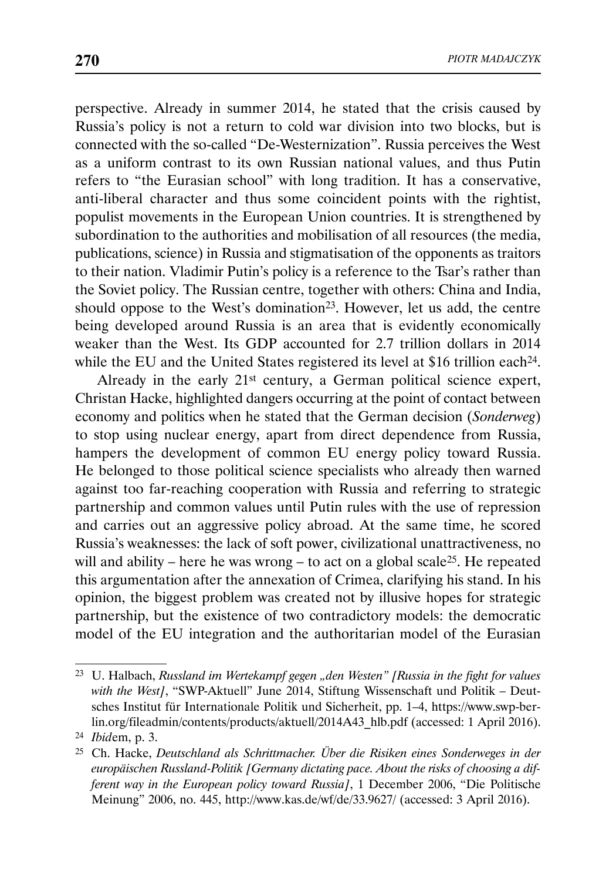perspective. Already in summer 2014, he stated that the crisis caused by Russia's policy is not a return to cold war division into two blocks, but is connected with the so-called "De-Westernization". Russia perceives the West as a uniform contrast to its own Russian national values, and thus Putin refers to "the Eurasian school" with long tradition. It has a conservative, anti-liberal character and thus some coincident points with the rightist, populist movements in the European Union countries. It is strengthened by subordination to the authorities and mobilisation of all resources (the media, publications, science) in Russia and stigmatisation of the opponents as traitors to their nation. Vladimir Putin's policy is a reference to the Tsar's rather than the Soviet policy. The Russian centre, together with others: China and India, should oppose to the West's domination[23]. However, let us add, the centre being developed around Russia is an area that is evidently economically weaker than the West. Its GDP accounted for 2.7 trillion dollars in 2014 while the EU and the United States registered its level at $16 trillion each[24].

Already in the early 21st century, a German political science expert, Christan Hacke, highlighted dangers occurring at the point of contact between economy and politics when he stated that the German decision (*Sonderweg*) to stop using nuclear energy, apart from direct dependence from Russia, hampers the development of common EU energy policy toward Russia. He belonged to those political science specialists who already then warned against too far-reaching cooperation with Russia and referring to strategic partnership and common values until Putin rules with the use of repression and carries out an aggressive policy abroad. At the same time, he scored Russia's weaknesses: the lack of soft power, civilizational unattractiveness, no will and ability – here he was wrong – to act on a global scale[25]. He repeated this argumentation after the annexation of Crimea, clarifying his stand. In his opinion, the biggest problem was created not by illusive hopes for strategic partnership, but the existence of two contradictory models: the democratic model of the EU integration and the authoritarian model of the Eurasian

---

[23] U. Halbach, *Russland im Wertekampf gegen „den Westen" [Russia in the fight for values with the West]*, "SWP-Aktuell" June 2014, Stiftung Wissenschaft und Politik – Deutsches Institut für Internationale Politik und Sicherheit, pp. 1–4, https://www.swp-berlin.org/fileadmin/contents/products/aktuell/2014A43_hlb.pdf (accessed: 1 April 2016).

[24] *Ibid*em, p. 3.

[25] Ch. Hacke, *Deutschland als Schrittmacher. Über die Risiken eines Sonderweges in der europäischen Russland-Politik [Germany dictating pace. About the risks of choosing a different way in the European policy toward Russia]*, 1 December 2006, "Die Politische Meinung" 2006, no. 445, http://www.kas.de/wf/de/33.9627/ (accessed: 3 April 2016).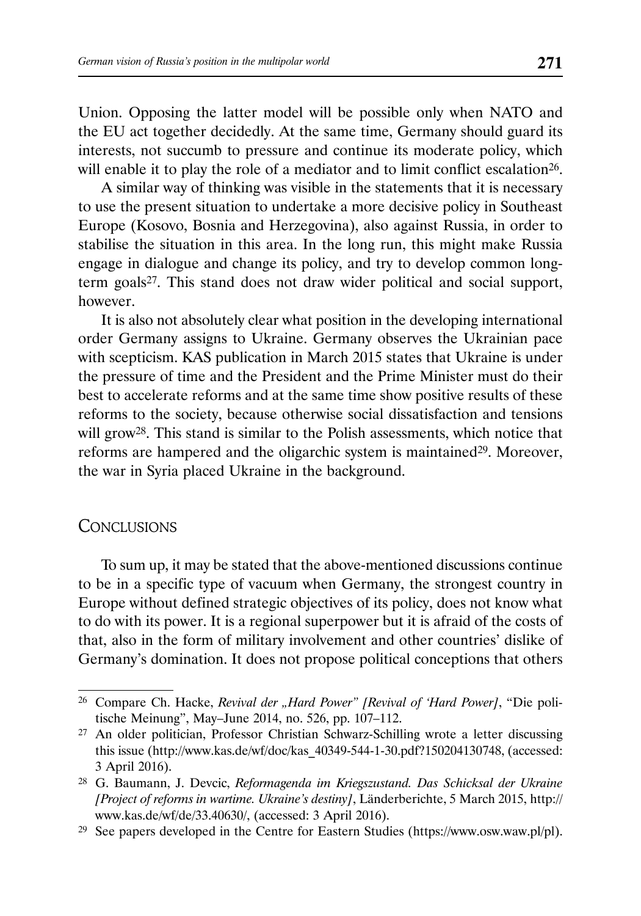Union. Opposing the latter model will be possible only when NATO and the EU act together decidedly. At the same time, Germany should guard its interests, not succumb to pressure and continue its moderate policy, which will enable it to play the role of a mediator and to limit conflict escalation[26].

A similar way of thinking was visible in the statements that it is necessary to use the present situation to undertake a more decisive policy in Southeast Europe (Kosovo, Bosnia and Herzegovina), also against Russia, in order to stabilise the situation in this area. In the long run, this might make Russia engage in dialogue and change its policy, and try to develop common long-term goals[27]. This stand does not draw wider political and social support, however.

It is also not absolutely clear what position in the developing international order Germany assigns to Ukraine. Germany observes the Ukrainian pace with scepticism. KAS publication in March 2015 states that Ukraine is under the pressure of time and the President and the Prime Minister must do their best to accelerate reforms and at the same time show positive results of these reforms to the society, because otherwise social dissatisfaction and tensions will grow[28]. This stand is similar to the Polish assessments, which notice that reforms are hampered and the oligarchic system is maintained[29]. Moreover, the war in Syria placed Ukraine in the background.

## Conclusions

To sum up, it may be stated that the above-mentioned discussions continue to be in a specific type of vacuum when Germany, the strongest country in Europe without defined strategic objectives of its policy, does not know what to do with its power. It is a regional superpower but it is afraid of the costs of that, also in the form of military involvement and other countries' dislike of Germany's domination. It does not propose political conceptions that others

---

[26] Compare Ch. Hacke, *Revival der „Hard Power" [Revival of 'Hard Power]*, "Die politische Meinung", May–June 2014, no. 526, pp. 107–112.

[27] An older politician, Professor Christian Schwarz-Schilling wrote a letter discussing this issue (http://www.kas.de/wf/doc/kas_40349-544-1-30.pdf?150204130748, (accessed: 3 April 2016).

[28] G. Baumann, J. Devcic, *Reformagenda im Kriegszustand. Das Schicksal der Ukraine [Project of reforms in wartime. Ukraine's destiny]*, Länderberichte, 5 March 2015, http://www.kas.de/wf/de/33.40630/, (accessed: 3 April 2016).

[29] See papers developed in the Centre for Eastern Studies (https://www.osw.waw.pl/pl).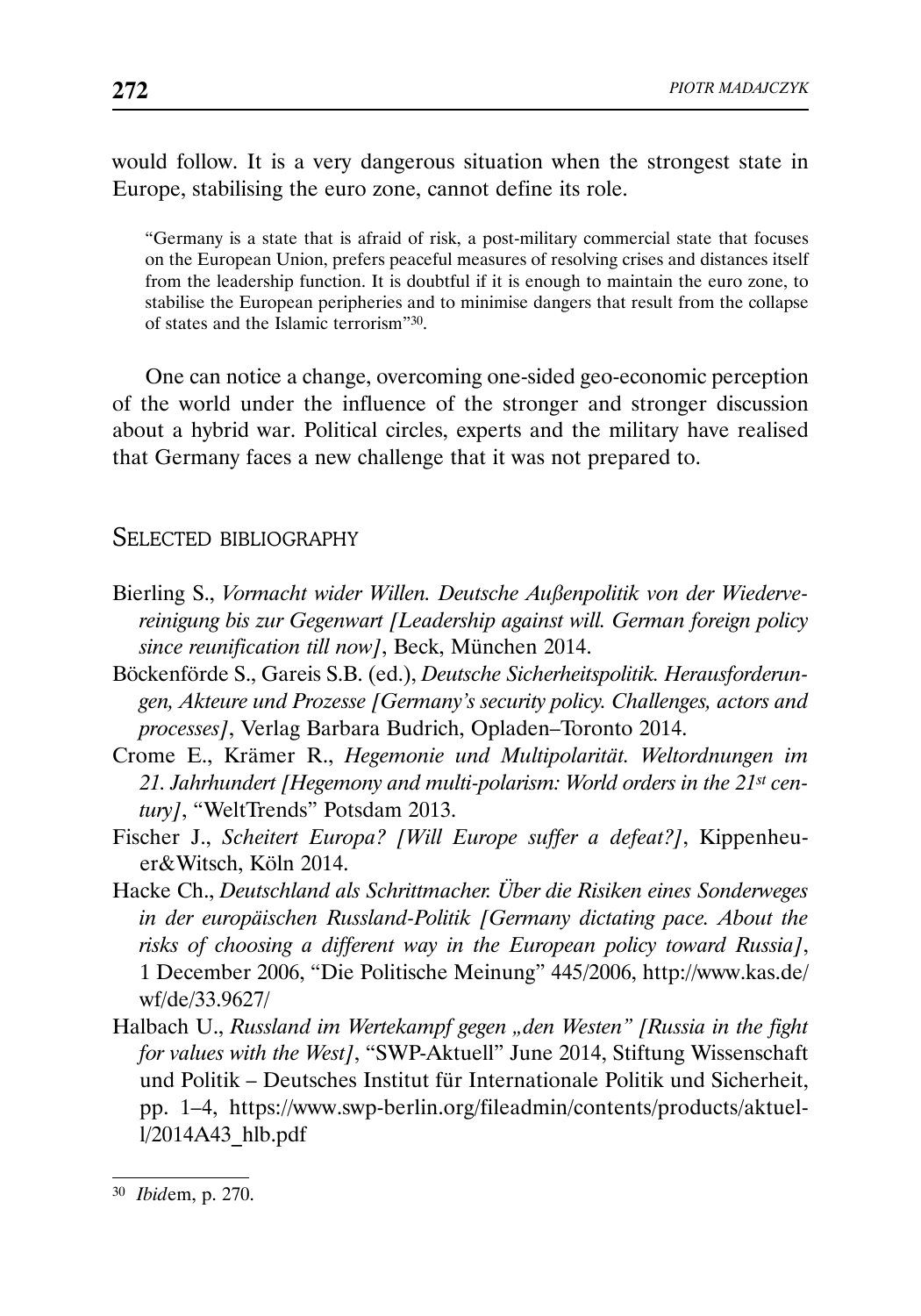would follow. It is a very dangerous situation when the strongest state in Europe, stabilising the euro zone, cannot define its role.

> "Germany is a state that is afraid of risk, a post-military commercial state that focuses on the European Union, prefers peaceful measures of resolving crises and distances itself from the leadership function. It is doubtful if it is enough to maintain the euro zone, to stabilise the European peripheries and to minimise dangers that result from the collapse of states and the Islamic terrorism"[30].

One can notice a change, overcoming one-sided geo-economic perception of the world under the influence of the stronger and stronger discussion about a hybrid war. Political circles, experts and the military have realised that Germany faces a new challenge that it was not prepared to.

## Selected bibliography

Bierling S., *Vormacht wider Willen. Deutsche Außenpolitik von der Wiedervereinigung bis zur Gegenwart [Leadership against will. German foreign policy since reunification till now]*, Beck, München 2014.

Böckenförde S., Gareis S.B. (ed.), *Deutsche Sicherheitspolitik. Herausforderungen, Akteure und Prozesse [Germany's security policy. Challenges, actors and processes]*, Verlag Barbara Budrich, Opladen–Toronto 2014.

Crome E., Krämer R., *Hegemonie und Multipolarität. Weltordnungen im 21. Jahrhundert [Hegemony and multi-polarism: World orders in the 21st century]*, "WeltTrends" Potsdam 2013.

Fischer J., *Scheitert Europa? [Will Europe suffer a defeat?]*, Kippenheuer&Witsch, Köln 2014.

Hacke Ch., *Deutschland als Schrittmacher. Über die Risiken eines Sonderweges in der europäischen Russland-Politik [Germany dictating pace. About the risks of choosing a different way in the European policy toward Russia]*, 1 December 2006, "Die Politische Meinung" 445/2006, http://www.kas.de/wf/de/33.9627/

Halbach U., *Russland im Wertekampf gegen „den Westen" [Russia in the fight for values with the West]*, "SWP-Aktuell" June 2014, Stiftung Wissenschaft und Politik – Deutsches Institut für Internationale Politik und Sicherheit, pp. 1–4, https://www.swp-berlin.org/fileadmin/contents/products/aktuell/2014A43_hlb.pdf

---

[30] *Ibid*em, p. 270.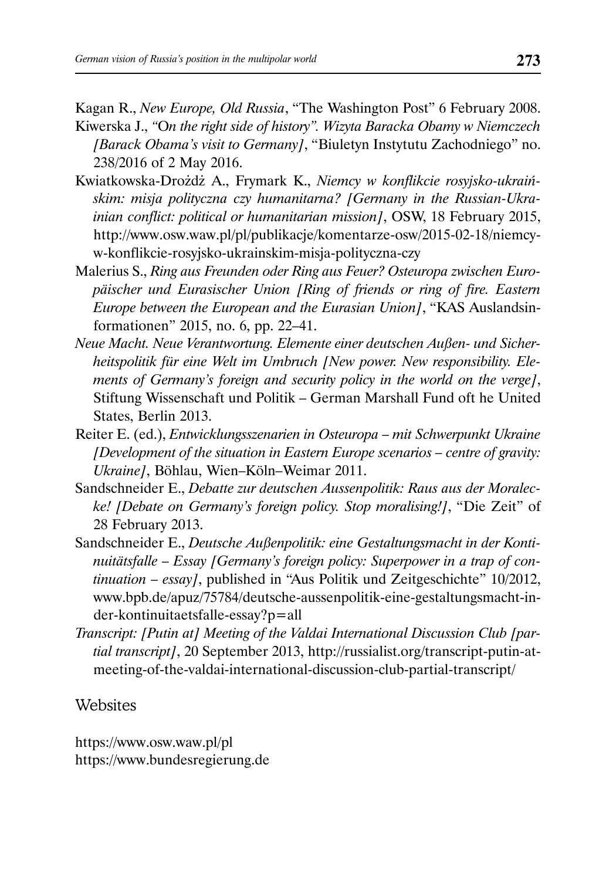Kagan R., *New Europe, Old Russia*, "The Washington Post" 6 February 2008.

Kiwerska J., *"On the right side of history". Wizyta Baracka Obamy w Niemczech [Barack Obama's visit to Germany]*, "Biuletyn Instytutu Zachodniego" no. 238/2016 of 2 May 2016.

Kwiatkowska-Drożdż A., Frymark K., *Niemcy w konflikcie rosyjsko-ukraińskim: misja polityczna czy humanitarna? [Germany in the Russian-Ukrainian conflict: political or humanitarian mission]*, OSW, 18 February 2015, http://www.osw.waw.pl/pl/publikacje/komentarze-osw/2015-02-18/niemcy-w-konflikcie-rosyjsko-ukrainskim-misja-polityczna-czy

Malerius S., *Ring aus Freunden oder Ring aus Feuer? Osteuropa zwischen Europäischer und Eurasischer Union [Ring of friends or ring of fire. Eastern Europe between the European and the Eurasian Union]*, "KAS Auslandsinformationen" 2015, no. 6, pp. 22–41.

*Neue Macht. Neue Verantwortung. Elemente einer deutschen Außen- und Sicherheitspolitik für eine Welt im Umbruch [New power. New responsibility. Elements of Germany's foreign and security policy in the world on the verge]*, Stiftung Wissenschaft und Politik – German Marshall Fund oft he United States, Berlin 2013.

Reiter E. (ed.), *Entwicklungsszenarien in Osteuropa – mit Schwerpunkt Ukraine [Development of the situation in Eastern Europe scenarios – centre of gravity: Ukraine]*, Böhlau, Wien–Köln–Weimar 2011.

Sandschneider E., *Debatte zur deutschen Aussenpolitik: Raus aus der Moralecke! [Debate on Germany's foreign policy. Stop moralising!]*, "Die Zeit" of 28 February 2013.

Sandschneider E., *Deutsche Außenpolitik: eine Gestaltungsmacht in der Kontinuitätsfalle – Essay [Germany's foreign policy: Superpower in a trap of continuation – essay]*, published in "Aus Politik und Zeitgeschichte" 10/2012, www.bpb.de/apuz/75784/deutsche-aussenpolitik-eine-gestaltungsmacht-in-der-kontinuitaetsfalle-essay?p=all

*Transcript: [Putin at] Meeting of the Valdai International Discussion Club [partial transcript]*, 20 September 2013, http://russialist.org/transcript-putin-at-meeting-of-the-valdai-international-discussion-club-partial-transcript/

## Websites

https://www.osw.waw.pl/pl
https://www.bundesregierung.de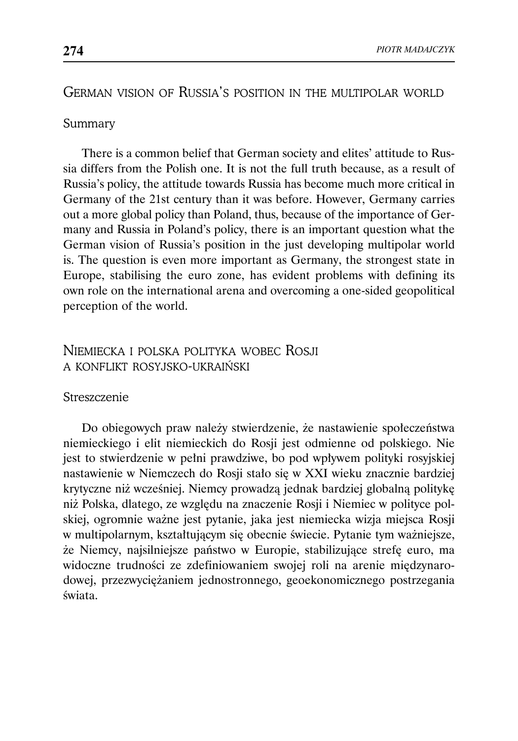## German vision of Russia's position in the multipolar world

Summary

There is a common belief that German society and elites' attitude to Russia differs from the Polish one. It is not the full truth because, as a result of Russia's policy, the attitude towards Russia has become much more critical in Germany of the 21st century than it was before. However, Germany carries out a more global policy than Poland, thus, because of the importance of Germany and Russia in Poland's policy, there is an important question what the German vision of Russia's position in the just developing multipolar world is. The question is even more important as Germany, the strongest state in Europe, stabilising the euro zone, has evident problems with defining its own role on the international arena and overcoming a one-sided geopolitical perception of the world.

## Niemiecka i polska polityka wobec Rosji a konflikt rosyjsko-ukraiński

Streszczenie

Do obiegowych praw należy stwierdzenie, że nastawienie społeczeństwa niemieckiego i elit niemieckich do Rosji jest odmienne od polskiego. Nie jest to stwierdzenie w pełni prawdziwe, bo pod wpływem polityki rosyjskiej nastawienie w Niemczech do Rosji stało się w XXI wieku znacznie bardziej krytyczne niż wcześniej. Niemcy prowadzą jednak bardziej globalną politykę niż Polska, dlatego, ze względu na znaczenie Rosji i Niemiec w polityce polskiej, ogromnie ważne jest pytanie, jaka jest niemiecka wizja miejsca Rosji w multipolarnym, kształtującym się obecnie świecie. Pytanie tym ważniejsze, że Niemcy, najsilniejsze państwo w Europie, stabilizujące strefę euro, ma widoczne trudności ze zdefiniowaniem swojej roli na arenie międzynarodowej, przezwyciężaniem jednostronnego, geoekonomicznego postrzegania świata.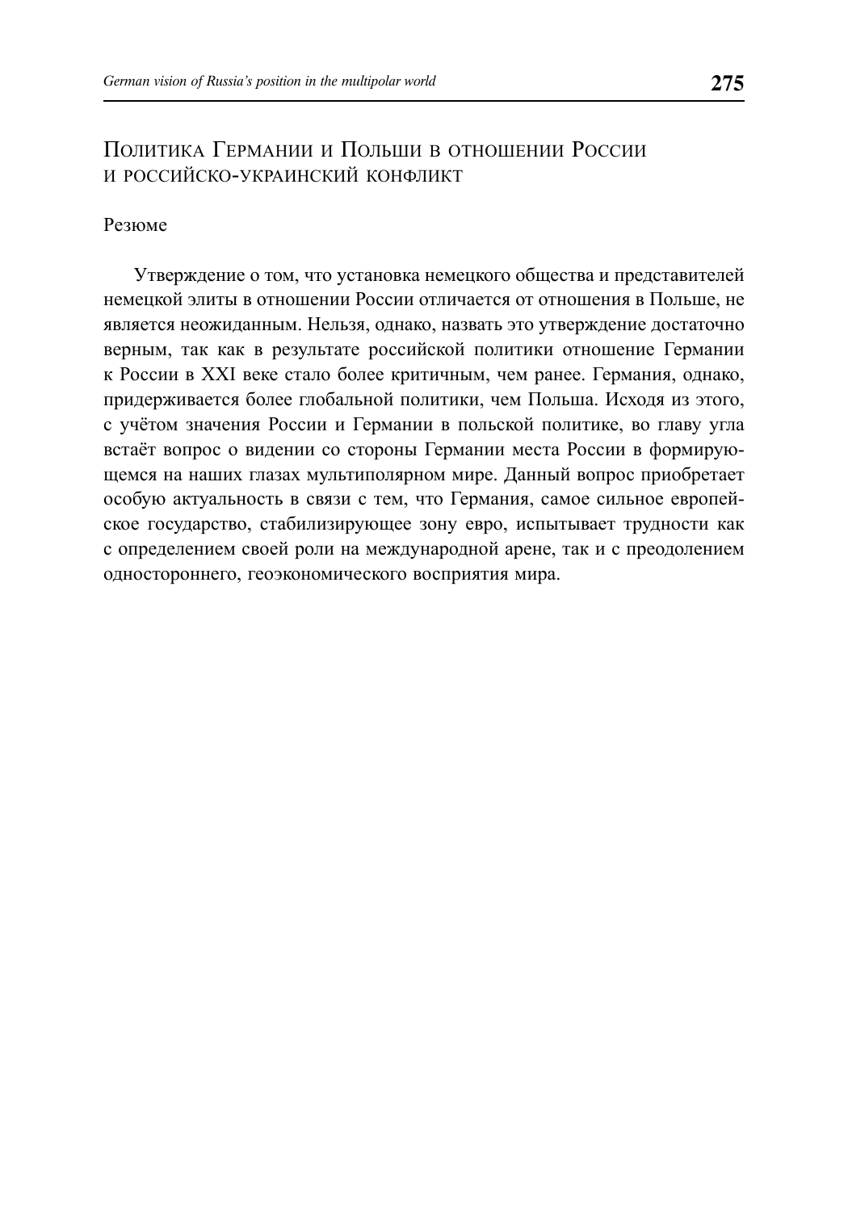## Политика Германии и Польши в отношении России и российско-украинский конфликт

Резюме

Утверждение о том, что установка немецкого общества и представителей немецкой элиты в отношении России отличается от отношения в Польше, не является неожиданным. Нельзя, однако, назвать это утверждение достаточно верным, так как в результате российской политики отношение Германии к России в XXI веке стало более критичным, чем ранее. Германия, однако, придерживается более глобальной политики, чем Польша. Исходя из этого, с учётом значения России и Германии в польской политике, во главу угла встаёт вопрос о видении со стороны Германии места России в формирующемся на наших глазах мультиполярном мире. Данный вопрос приобретает особую актуальность в связи с тем, что Германия, самое сильное европейское государство, стабилизирующее зону евро, испытывает трудности как с определением своей роли на международной арене, так и с преодолением одностороннего, геоэкономического восприятия мира.